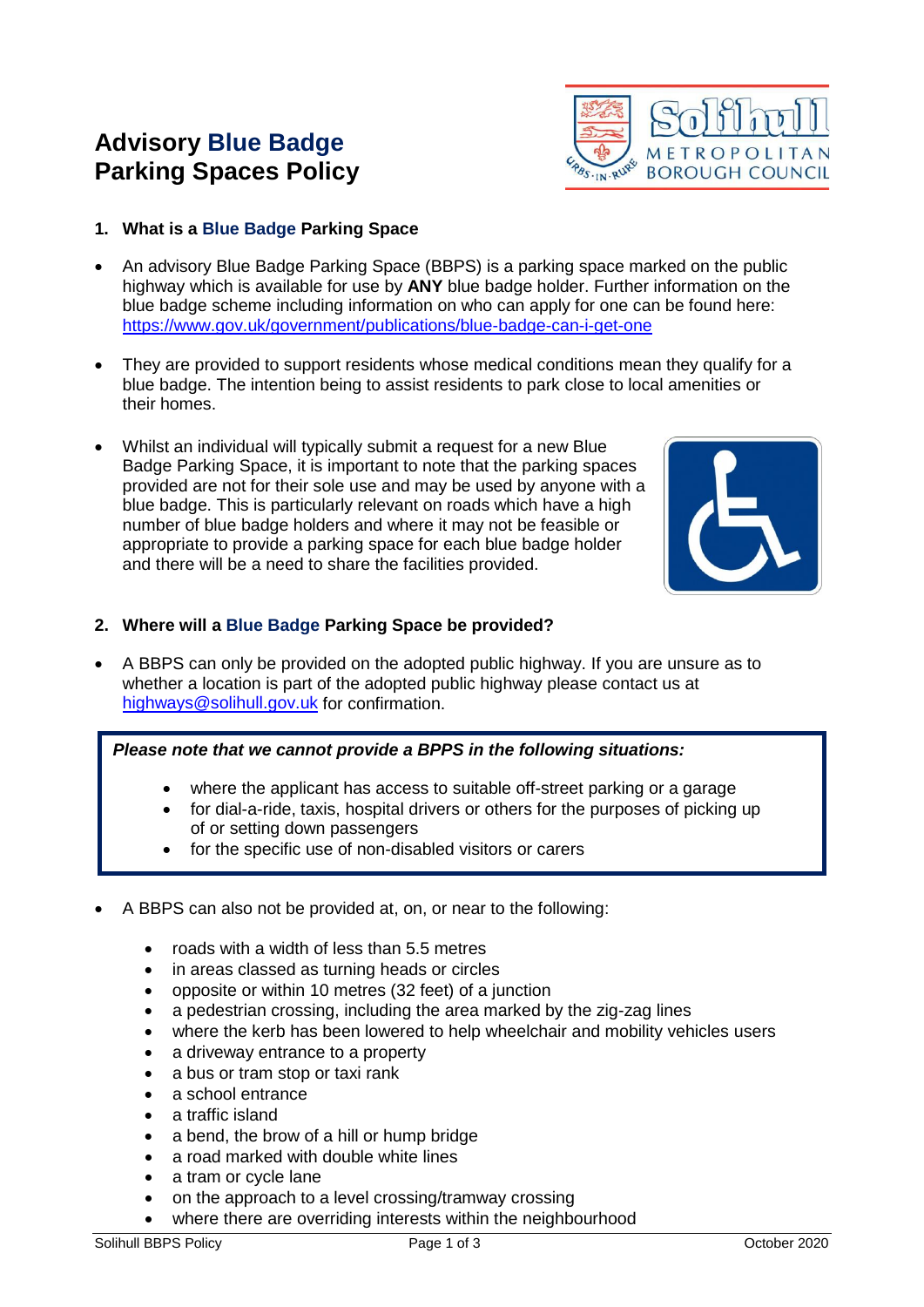# Advisory Blue Badge Parking Spaces Policy

## 1. What is a Blue Badge Parking Space

- An advisory Blue Badge Parking Space (BBPS) is a parking space marked on the public highway which is available for use by **ANY** blue badge holder. Further information on the blue badge scheme including information on who can apply for one can be found here: https://www.gov.uk/government/publications/blue-badge-can-i-get-one
- They are provided to support residents whose medical conditions mean they qualify for a blue badge. The intention being to assist residents to park close to local amenities or their homes.
- Whilst an individual will typically submit a request for a new Blue Badge Parking Space, it is important to note that the parking spaces provided are not for their sole use and may be used by anyone with a blue badge. This is particularly relevant on roads which have a high number of blue badge holders and where it may not be feasible or appropriate to provide a parking space for each blue badge holder and there will be a need to share the facilities provided.

## 2. Where will a Blue Badge Parking Space be provided?

- A BBPS can only be provided on the adopted public highway. If you are unsure as to whether a location is part of the adopted public highway please contact us at highways@solihull.gov.uk for confirmation.

***Please note that we cannot provide a BPPS in the following situations:***

- where the applicant has access to suitable off-street parking or a garage
- for dial-a-ride, taxis, hospital drivers or others for the purposes of picking up of or setting down passengers
- for the specific use of non-disabled visitors or carers

- A BBPS can also not be provided at, on, or near to the following:
  - roads with a width of less than 5.5 metres
  - in areas classed as turning heads or circles
  - opposite or within 10 metres (32 feet) of a junction
  - a pedestrian crossing, including the area marked by the zig-zag lines
  - where the kerb has been lowered to help wheelchair and mobility vehicles users
  - a driveway entrance to a property
  - a bus or tram stop or taxi rank
  - a school entrance
  - a traffic island
  - a bend, the brow of a hill or hump bridge
  - a road marked with double white lines
  - a tram or cycle lane
  - on the approach to a level crossing/tramway crossing
  - where there are overriding interests within the neighbourhood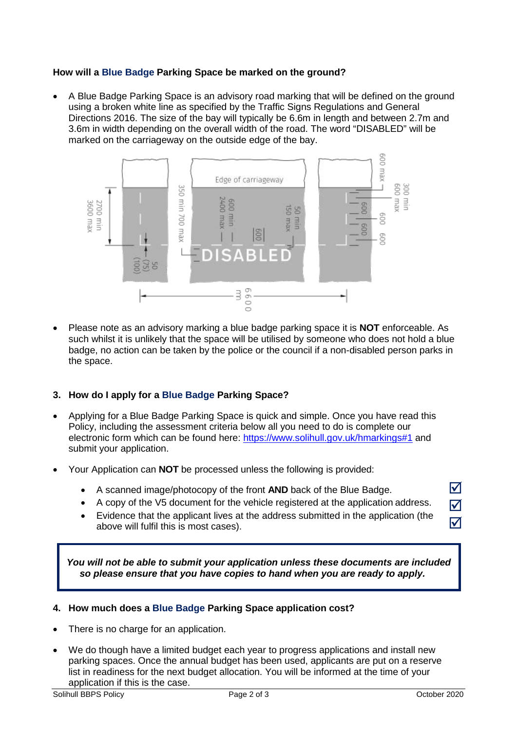**How will a Blue Badge Parking Space be marked on the ground?**

- A Blue Badge Parking Space is an advisory road marking that will be defined on the ground using a broken white line as specified by the Traffic Signs Regulations and General Directions 2016. The size of the bay will typically be 6.6m in length and between 2.7m and 3.6m in width depending on the overall width of the road. The word "DISABLED" will be marked on the carriageway on the outside edge of the bay.

- Please note as an advisory marking a blue badge parking space it is **NOT** enforceable. As such whilst it is unlikely that the space will be utilised by someone who does not hold a blue badge, no action can be taken by the police or the council if a non-disabled person parks in the space.

## 3. How do I apply for a Blue Badge Parking Space?

- Applying for a Blue Badge Parking Space is quick and simple. Once you have read this Policy, including the assessment criteria below all you need to do is complete our electronic form which can be found here: https://www.solihull.gov.uk/hmarkings#1 and submit your application.

- Your Application can **NOT** be processed unless the following is provided:
  - A scanned image/photocopy of the front **AND** back of the Blue Badge. ☑
  - A copy of the V5 document for the vehicle registered at the application address. ☑
  - Evidence that the applicant lives at the address submitted in the application (the above will fulfil this is most cases). ☑

***You will not be able to submit your application unless these documents are included so please ensure that you have copies to hand when you are ready to apply.***

## 4. How much does a Blue Badge Parking Space application cost?

- There is no charge for an application.

- We do though have a limited budget each year to progress applications and install new parking spaces. Once the annual budget has been used, applicants are put on a reserve list in readiness for the next budget allocation. You will be informed at the time of your application if this is the case.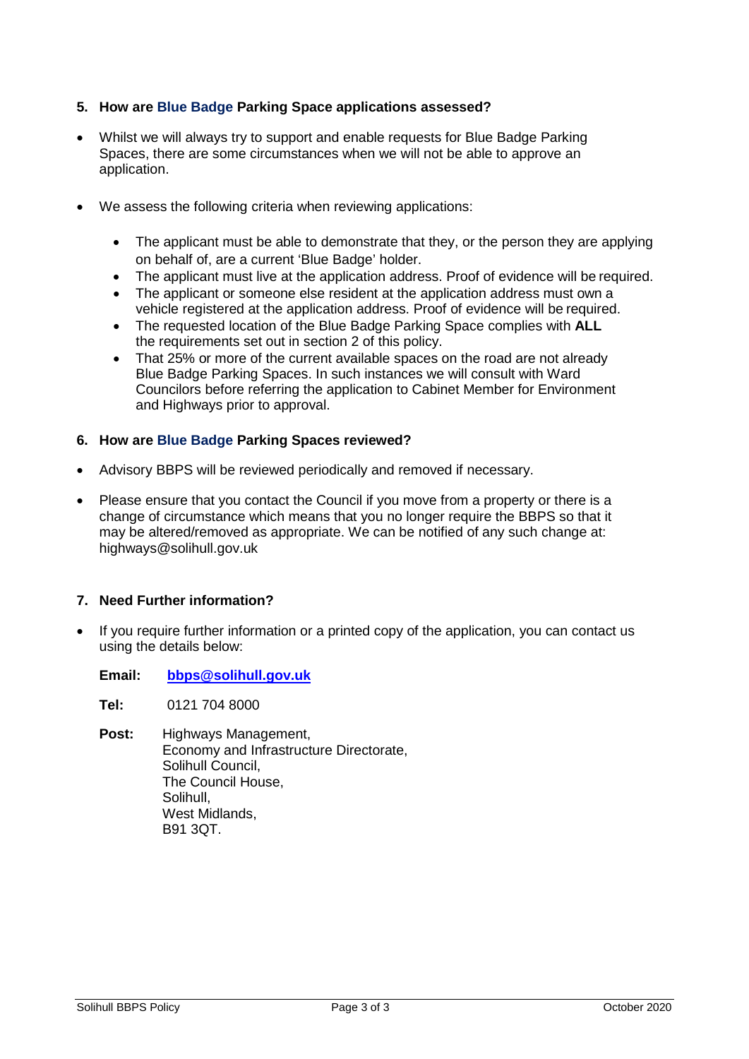## 5. How are Blue Badge Parking Space applications assessed?

- Whilst we will always try to support and enable requests for Blue Badge Parking Spaces, there are some circumstances when we will not be able to approve an application.

- We assess the following criteria when reviewing applications:

  - The applicant must be able to demonstrate that they, or the person they are applying on behalf of, are a current 'Blue Badge' holder.
  - The applicant must live at the application address. Proof of evidence will be required.
  - The applicant or someone else resident at the application address must own a vehicle registered at the application address. Proof of evidence will be required.
  - The requested location of the Blue Badge Parking Space complies with **ALL** the requirements set out in section 2 of this policy.
  - That 25% or more of the current available spaces on the road are not already Blue Badge Parking Spaces. In such instances we will consult with Ward Councilors before referring the application to Cabinet Member for Environment and Highways prior to approval.

## 6. How are Blue Badge Parking Spaces reviewed?

- Advisory BBPS will be reviewed periodically and removed if necessary.

- Please ensure that you contact the Council if you move from a property or there is a change of circumstance which means that you no longer require the BBPS so that it may be altered/removed as appropriate. We can be notified of any such change at: highways@solihull.gov.uk

## 7. Need Further information?

- If you require further information or a printed copy of the application, you can contact us using the details below:

  **Email:** [bbps@solihull.gov.uk](mailto:bbps@solihull.gov.uk)

  **Tel:** 0121 704 8000

  **Post:** Highways Management,
  Economy and Infrastructure Directorate,
  Solihull Council,
  The Council House,
  Solihull,
  West Midlands,
  B91 3QT.